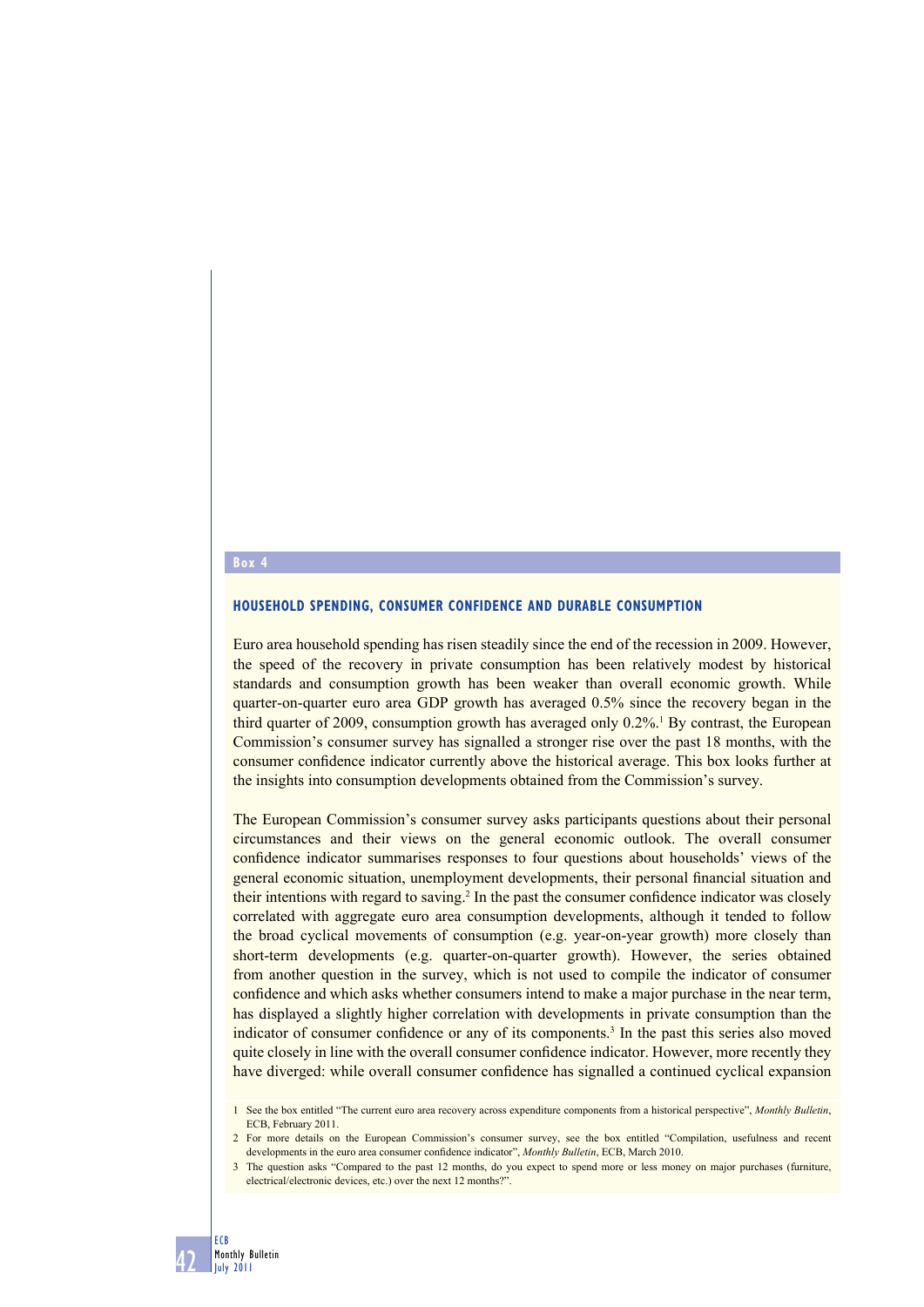## Box 4

### HOUSEHOLD SPENDING, CONSUMER CONFIDENCE AND DURABLE CONSUMPTION

Euro area household spending has risen steadily since the end of the recession in 2009. However, the speed of the recovery in private consumption has been relatively modest by historical standards and consumption growth has been weaker than overall economic growth. While quarter-on-quarter euro area GDP growth has averaged 0.5% since the recovery began in the third quarter of 2009, consumption growth has averaged only 0.2%.[1] By contrast, the European Commission's consumer survey has signalled a stronger rise over the past 18 months, with the consumer confidence indicator currently above the historical average. This box looks further at the insights into consumption developments obtained from the Commission's survey.

The European Commission's consumer survey asks participants questions about their personal circumstances and their views on the general economic outlook. The overall consumer confidence indicator summarises responses to four questions about households' views of the general economic situation, unemployment developments, their personal financial situation and their intentions with regard to saving.[2] In the past the consumer confidence indicator was closely correlated with aggregate euro area consumption developments, although it tended to follow the broad cyclical movements of consumption (e.g. year-on-year growth) more closely than short-term developments (e.g. quarter-on-quarter growth). However, the series obtained from another question in the survey, which is not used to compile the indicator of consumer confidence and which asks whether consumers intend to make a major purchase in the near term, has displayed a slightly higher correlation with developments in private consumption than the indicator of consumer confidence or any of its components.[3] In the past this series also moved quite closely in line with the overall consumer confidence indicator. However, more recently they have diverged: while overall consumer confidence has signalled a continued cyclical expansion

1 See the box entitled "The current euro area recovery across expenditure components from a historical perspective", *Monthly Bulletin*, ECB, February 2011.

2 For more details on the European Commission's consumer survey, see the box entitled "Compilation, usefulness and recent developments in the euro area consumer confidence indicator", *Monthly Bulletin*, ECB, March 2010.

3 The question asks "Compared to the past 12 months, do you expect to spend more or less money on major purchases (furniture, electrical/electronic devices, etc.) over the next 12 months?".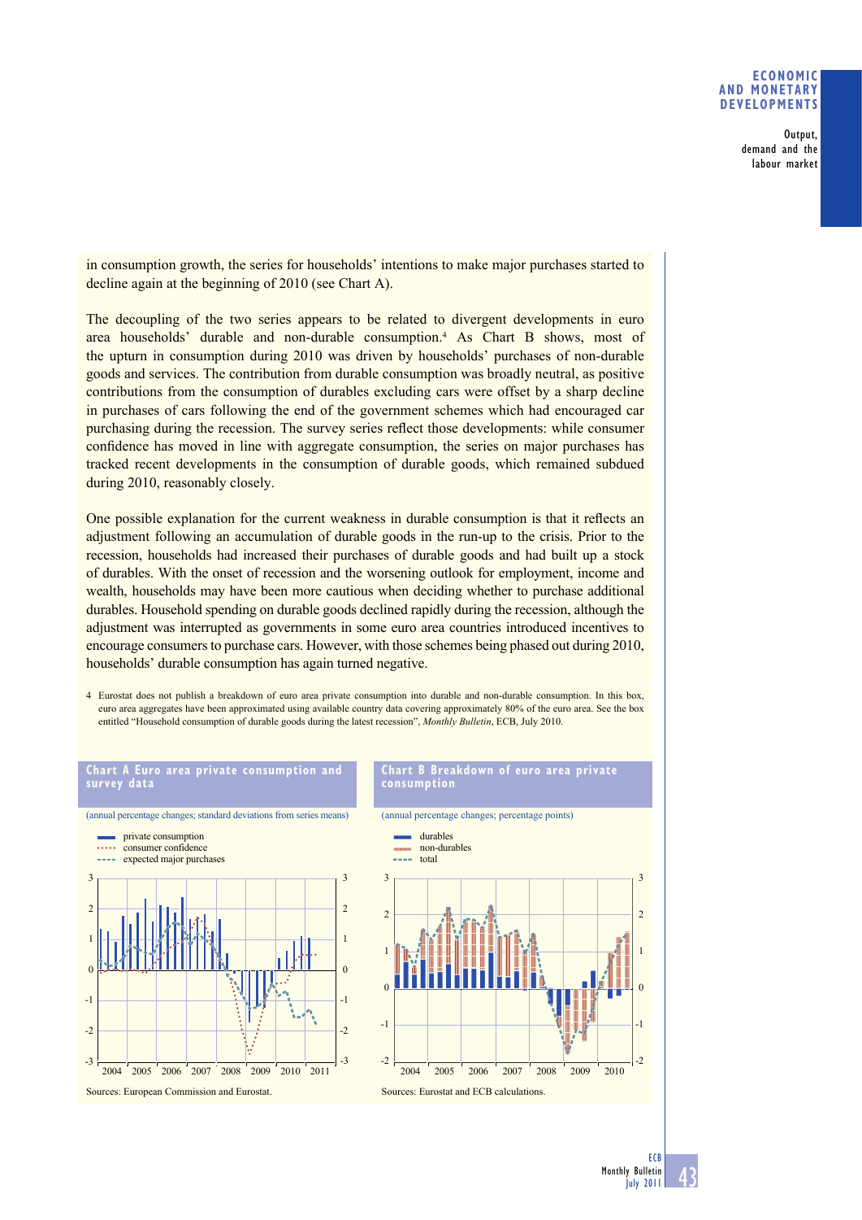in consumption growth, the series for households' intentions to make major purchases started to decline again at the beginning of 2010 (see Chart A).

The decoupling of the two series appears to be related to divergent developments in euro area households' durable and non-durable consumption.[4] As Chart B shows, most of the upturn in consumption during 2010 was driven by households' purchases of non-durable goods and services. The contribution from durable consumption was broadly neutral, as positive contributions from the consumption of durables excluding cars were offset by a sharp decline in purchases of cars following the end of the government schemes which had encouraged car purchasing during the recession. The survey series reflect those developments: while consumer confidence has moved in line with aggregate consumption, the series on major purchases has tracked recent developments in the consumption of durable goods, which remained subdued during 2010, reasonably closely.

One possible explanation for the current weakness in durable consumption is that it reflects an adjustment following an accumulation of durable goods in the run-up to the crisis. Prior to the recession, households had increased their purchases of durable goods and had built up a stock of durables. With the onset of recession and the worsening outlook for employment, income and wealth, households may have been more cautious when deciding whether to purchase additional durables. Household spending on durable goods declined rapidly during the recession, although the adjustment was interrupted as governments in some euro area countries introduced incentives to encourage consumers to purchase cars. However, with those schemes being phased out during 2010, households' durable consumption has again turned negative.

4 Eurostat does not publish a breakdown of euro area private consumption into durable and non-durable consumption. In this box, euro area aggregates have been approximated using available country data covering approximately 80% of the euro area. See the box entitled "Household consumption of durable goods during the latest recession", *Monthly Bulletin*, ECB, July 2010.

**Chart A Euro area private consumption and survey data**

(annual percentage changes; standard deviations from series means)

Legend: private consumption; consumer confidence; expected major purchases

Sources: European Commission and Eurostat.

**Chart B Breakdown of euro area private consumption**

(annual percentage changes; percentage points)

Legend: durables; non-durables; total

Sources: Eurostat and ECB calculations.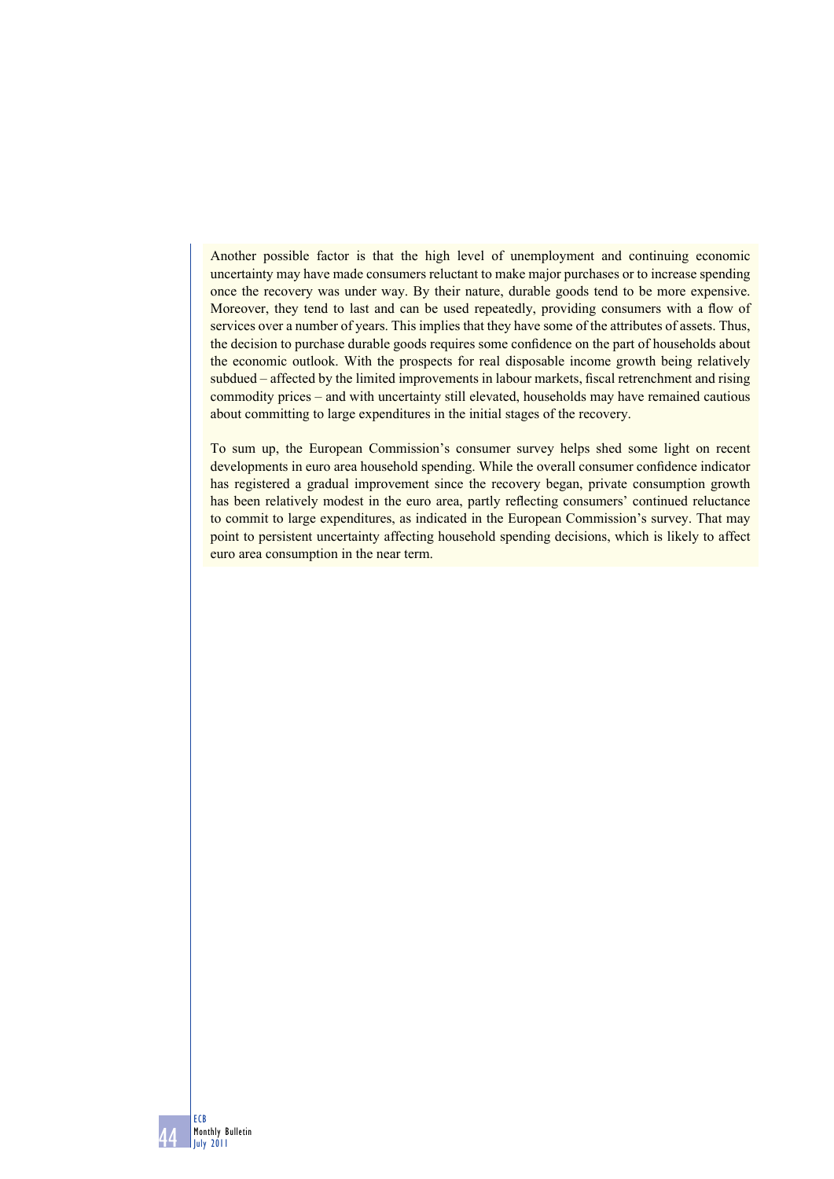Another possible factor is that the high level of unemployment and continuing economic uncertainty may have made consumers reluctant to make major purchases or to increase spending once the recovery was under way. By their nature, durable goods tend to be more expensive. Moreover, they tend to last and can be used repeatedly, providing consumers with a flow of services over a number of years. This implies that they have some of the attributes of assets. Thus, the decision to purchase durable goods requires some confidence on the part of households about the economic outlook. With the prospects for real disposable income growth being relatively subdued – affected by the limited improvements in labour markets, fiscal retrenchment and rising commodity prices – and with uncertainty still elevated, households may have remained cautious about committing to large expenditures in the initial stages of the recovery.

To sum up, the European Commission's consumer survey helps shed some light on recent developments in euro area household spending. While the overall consumer confidence indicator has registered a gradual improvement since the recovery began, private consumption growth has been relatively modest in the euro area, partly reflecting consumers' continued reluctance to commit to large expenditures, as indicated in the European Commission's survey. That may point to persistent uncertainty affecting household spending decisions, which is likely to affect euro area consumption in the near term.